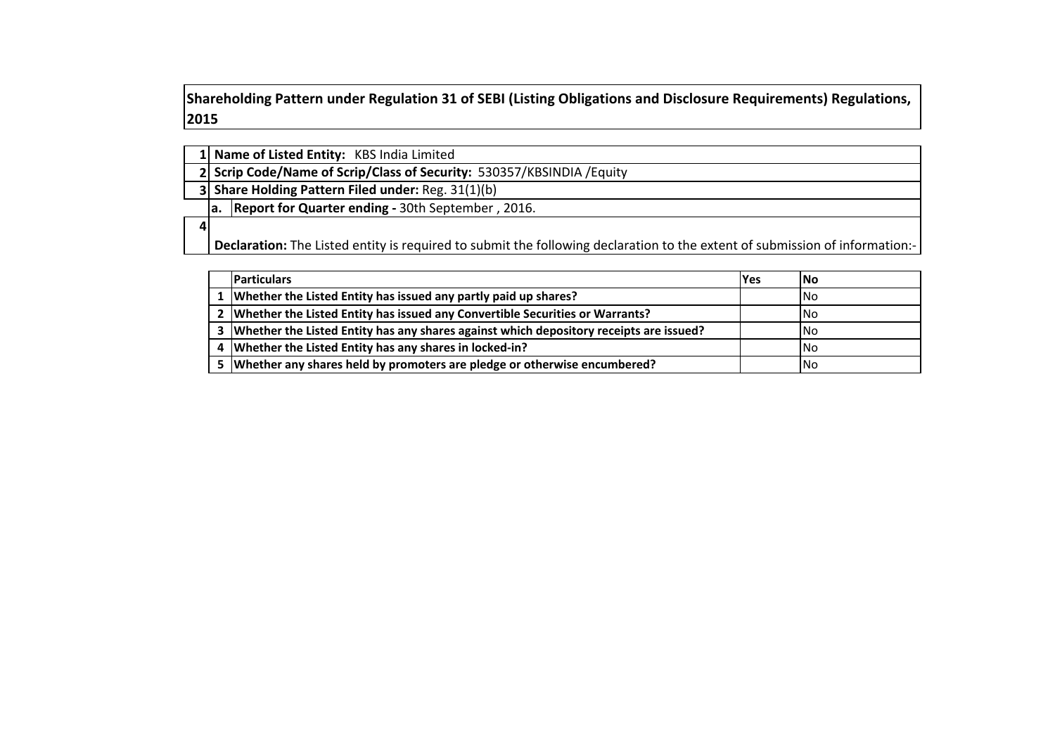# Shareholding Pattern under Regulation 31 of SEBI (Listing Obligations and Disclosure Requirements) Regulations, 2015

| | | |
|---|---|---|
| 1 | **Name of Listed Entity:** KBS India Limited | |
| 2 | **Scrip Code/Name of Scrip/Class of Security:** 530357/KBSINDIA /Equity | |
| 3 | **Share Holding Pattern Filed under:** Reg. 31(1)(b) | |
| | a. | **Report for Quarter ending -** 30th September , 2016. |
| 4 | **Declaration:** The Listed entity is required to submit the following declaration to the extent of submission of information:- | |

| | Particulars | Yes | No |
|---|---|---|---|
| 1 | **Whether the Listed Entity has issued any partly paid up shares?** | | No |
| 2 | **Whether the Listed Entity has issued any Convertible Securities or Warrants?** | | No |
| 3 | **Whether the Listed Entity has any shares against which depository receipts are issued?** | | No |
| 4 | **Whether the Listed Entity has any shares in locked-in?** | | No |
| 5 | **Whether any shares held by promoters are pledge or otherwise encumbered?** | | No |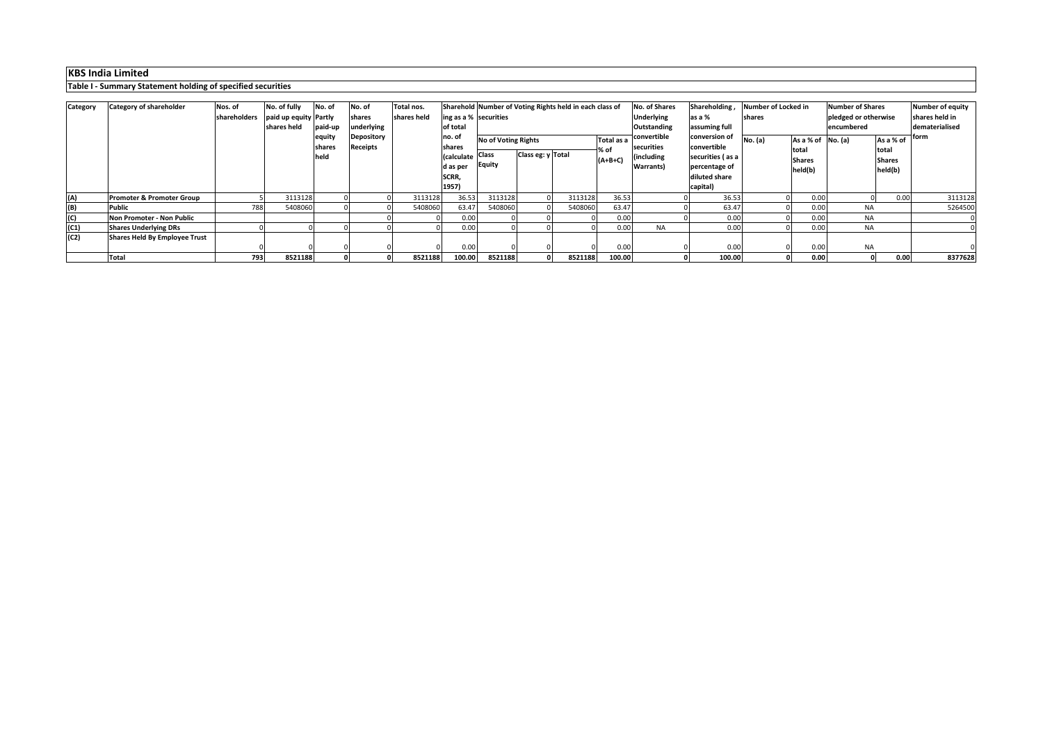## KBS India Limited

### Table I - Summary Statement holding of specified securities

| Category | Category of shareholder | Nos. of shareholders | No. of fully paid up equity shares held | No. of Partly paid-up equity shares held | No. of shares underlying Depository Receipts | Total nos. shares held | Shareholding as a % of total no. of shares (calculated as per SCRR, 1957) | Number of Voting Rights held in each class of securities | | | | No. of Shares Underlying Outstanding convertible securities (including Warrants) | Shareholding , as a % assuming full conversion of convertible securities ( as a percentage of diluted share capital) | Number of Locked in shares | | Number of Shares pledged or otherwise encumbered | | Number of equity shares held in dematerialised form |
|---|---|---|---|---|---|---|---|---|---|---|---|---|---|---|---|---|---|---|
| | | | | | | | | No of Voting Rights | | | Total as a % of (A+B+C) | | | No. (a) | As a % of total Shares held(b) | No. (a) | As a % of total Shares held(b) | |
| | | | | | | | | Class Equity | Class eg: y | Total | | | | | | | | |
| (A) | Promoter & Promoter Group | 5 | 3113128 | 0 | 0 | 3113128 | 36.53 | 3113128 | 0 | 3113128 | 36.53 | 0 | 36.53 | 0 | 0.00 | 0 | 0.00 | 3113128 |
| (B) | Public | 788 | 5408060 | 0 | 0 | 5408060 | 63.47 | 5408060 | 0 | 5408060 | 63.47 | 0 | 63.47 | 0 | 0.00 | NA | | 5264500 |
| (C) | Non Promoter - Non Public | | | | 0 | 0 | 0.00 | 0 | 0 | 0 | 0.00 | 0 | 0.00 | 0 | 0.00 | NA | | 0 |
| (C1) | Shares Underlying DRs | 0 | 0 | 0 | 0 | 0 | 0.00 | 0 | 0 | 0 | 0.00 | NA | 0.00 | 0 | 0.00 | NA | | 0 |
| (C2) | Shares Held By Employee Trust | 0 | 0 | 0 | 0 | 0 | 0.00 | 0 | 0 | 0 | 0.00 | 0 | 0.00 | 0 | 0.00 | NA | | 0 |
| | **Total** | **793** | **8521188** | **0** | **0** | **8521188** | **100.00** | **8521188** | **0** | **8521188** | **100.00** | **0** | **100.00** | **0** | **0.00** | **0** | **0.00** | **8377628** |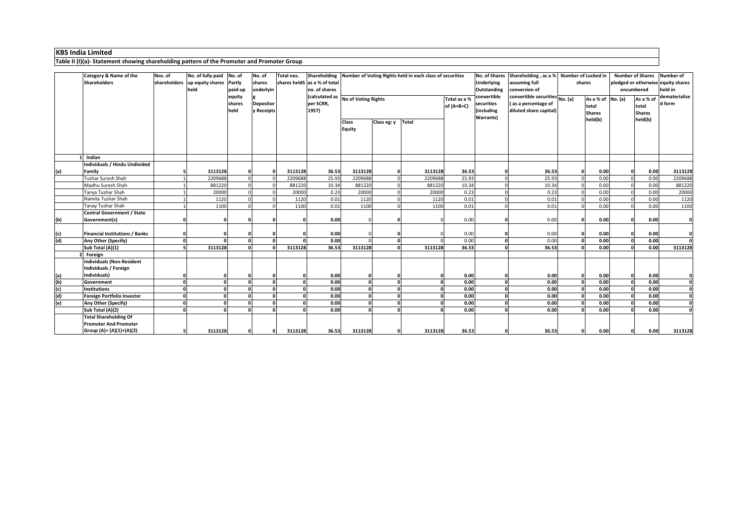## KBS India Limited

### Table II (I)(a)- Statement showing shareholding pattern of the Promoter and Promoter Group

| | Category & Name of the Shareholders | Nos. of shareholders | No. of fully paid up equity shares held | No. of Partly paid-up equity shares held | No. of shares underlying Depository Receipts | Total nos. shares heldS | Shareholding as a % of total no. of shares (calculated as per SCRR, 1957) | Number of Voting Rights held in each class of securities | | | | No. of Shares Underlying Outstanding convertible securities (including Warrants) | Shareholding , as a % assuming full conversion of convertible securities ( as a percentage of diluted share capital) | Number of Locked in shares | | Number of Shares pledged or otherwise encumbered | | Number of equity shares held in dematerialised form |
|---|---|---|---|---|---|---|---|---|---|---|---|---|---|---|---|---|---|---|
| | | | | | | | | No of Voting Rights | | | Total as a % of (A+B+C) | | | No. (a) | As a % of total Shares held(b) | No. (a) | As a % of total Shares held(b) | |
| | | | | | | | | Class Equity | Class eg: y | Total | | | | | | | | |
| 1 | **Indian** | | | | | | | | | | | | | | | | | |
| (a) | **Individuals / Hindu Undivided Family** | **5** | **3113128** | **0** | **0** | **3113128** | **36.53** | **3113128** | **0** | **3113128** | **36.53** | **0** | **36.53** | **0** | **0.00** | **0** | **0.00** | **3113128** |
| | Tushar Suresh Shah | 1 | 2209688 | 0 | 0 | 2209688 | 25.93 | 2209688 | 0 | 2209688 | 25.93 | 0 | 25.93 | 0 | 0.00 | 0 | 0.00 | 2209688 |
| | Madhu Suresh Shah | 1 | 881220 | 0 | 0 | 881220 | 10.34 | 881220 | 0 | 881220 | 10.34 | 0 | 10.34 | 0 | 0.00 | 0 | 0.00 | 881220 |
| | Tanya Tushar Shah | 1 | 20000 | 0 | 0 | 20000 | 0.23 | 20000 | 0 | 20000 | 0.23 | 0 | 0.23 | 0 | 0.00 | 0 | 0.00 | 20000 |
| | Namita Tushar Shah | 1 | 1120 | 0 | 0 | 1120 | 0.01 | 1120 | 0 | 1120 | 0.01 | 0 | 0.01 | 0 | 0.00 | 0 | 0.00 | 1120 |
| | Tanay Tushar Shah | 1 | 1100 | 0 | 0 | 1100 | 0.01 | 1100 | 0 | 1100 | 0.01 | 0 | 0.01 | 0 | 0.00 | 0 | 0.00 | 1100 |
| (b) | **Central Government / State Government(s)** | **0** | **0** | **0** | **0** | **0** | **0.00** | 0 | **0** | 0 | 0.00 | **0** | 0.00 | **0** | **0.00** | **0** | **0.00** | **0** |
| (c) | **Financial Institutions / Banks** | **0** | **0** | **0** | **0** | **0** | **0.00** | 0 | **0** | 0 | 0.00 | **0** | 0.00 | **0** | **0.00** | **0** | **0.00** | **0** |
| (d) | **Any Other (Specify)** | **0** | **0** | **0** | **0** | **0** | **0.00** | 0 | **0** | 0 | 0.00 | **0** | 0.00 | **0** | **0.00** | **0** | **0.00** | **0** |
| | **Sub Total (A)(1)** | **5** | **3113128** | **0** | **0** | **3113128** | **36.53** | **3113128** | **0** | **3113128** | **36.53** | **0** | **36.53** | **0** | **0.00** | **0** | **0.00** | **3113128** |
| 2 | **Foreign** | | | | | | | | | | | | | | | | | |
| (a) | **Individuals (Non-Resident Individuals / Foreign Individuals)** | **0** | **0** | **0** | **0** | **0** | **0.00** | **0** | **0** | **0** | **0.00** | **0** | **0.00** | **0** | **0.00** | **0** | **0.00** | **0** |
| (b) | **Government** | **0** | **0** | **0** | **0** | **0** | **0.00** | **0** | **0** | **0** | **0.00** | **0** | **0.00** | **0** | **0.00** | **0** | **0.00** | **0** |
| (c) | **Institutions** | **0** | **0** | **0** | **0** | **0** | **0.00** | **0** | **0** | **0** | **0.00** | **0** | **0.00** | **0** | **0.00** | **0** | **0.00** | **0** |
| (d) | **Foreign Portfolio Investor** | **0** | **0** | **0** | **0** | **0** | **0.00** | **0** | **0** | **0** | **0.00** | **0** | **0.00** | **0** | **0.00** | **0** | **0.00** | **0** |
| (e) | **Any Other (Specify)** | **0** | **0** | **0** | **0** | **0** | **0.00** | **0** | **0** | **0** | **0.00** | **0** | **0.00** | **0** | **0.00** | **0** | **0.00** | **0** |
| | **Sub Total (A)(2)** | **0** | **0** | **0** | **0** | **0** | **0.00** | **0** | **0** | **0** | **0.00** | **0** | **0.00** | **0** | **0.00** | **0** | **0.00** | **0** |
| | **Total Shareholding Of Promoter And Promoter Group (A)= (A)(1)+(A)(2)** | **5** | **3113128** | **0** | **0** | **3113128** | **36.53** | **3113128** | **0** | **3113128** | **36.53** | **0** | **36.53** | **0** | **0.00** | **0** | **0.00** | **3113128** |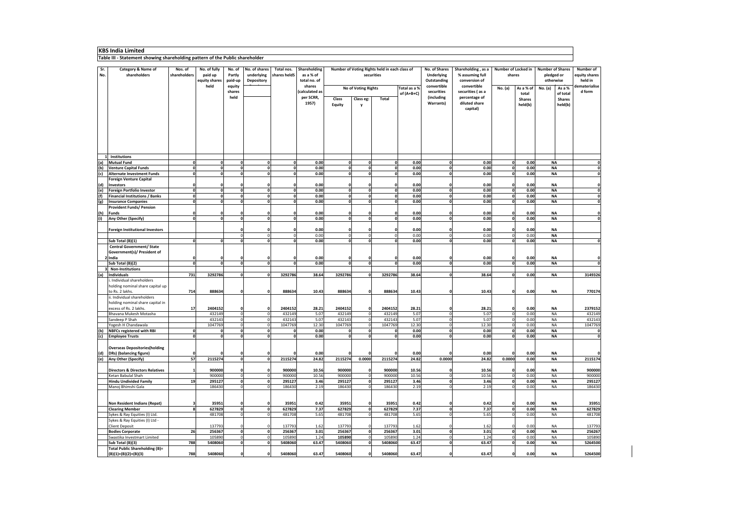# KBS India Limited

## Table III - Statement showing shareholding pattern of the Public shareholder

| Sr. No. | Category & Name of shareholders | Nos. of shareholders | No. of fully paid up equity shares held | No. of Partly paid-up equity shares held | No. of shares underlying Depository | Total nos. shares held$ | Shareholding as a % of total no. of shares (calculated as per SCRR, 1957) | Number of Voting Rights held in each class of securities | | | | No. of Shares Underlying Outstanding convertible securities (including Warrants) | Shareholding , as a % assuming full conversion of convertible securities ( as a percentage of diluted share capital) | Number of Locked in shares | | Number of Shares pledged or otherwise | | Number of equity shares held in dematerialised form |
|---|---|---|---|---|---|---|---|---|---|---|---|---|---|---|---|---|---|---|
| | | | | | | | | No of Voting Rights | | | Total as a % of (A+B+C) | | | No. (a) | As a % of total Shares held(b) | No. (a) | As a % of total Shares held(b) | |
| | | | | | | | | Class Equity | Class eg: y | Total | | | | | | | | |
| 1 | Institutions | | | | | | | | | | | | | | | | | |
| (a) | Mutual Fund | 0 | 0 | 0 | 0 | 0 | 0.00 | 0 | 0 | 0 | 0.00 | 0 | 0.00 | 0 | 0.00 | NA | | 0 |
| (b) | Venture Capital Funds | 0 | 0 | 0 | 0 | 0 | 0.00 | 0 | 0 | 0 | 0.00 | 0 | 0.00 | 0 | 0.00 | NA | | 0 |
| (c) | Alternate Investment Funds | 0 | 0 | 0 | 0 | 0 | 0.00 | 0 | 0 | 0 | 0.00 | 0 | 0.00 | 0 | 0.00 | NA | | 0 |
| (d) | Foreign Venture Capital Investors | 0 | 0 | 0 | 0 | 0 | 0.00 | 0 | 0 | 0 | 0.00 | 0 | 0.00 | 0 | 0.00 | NA | | 0 |
| (e) | Foreign Portfolio Investor | 0 | 0 | 0 | 0 | 0 | 0.00 | 0 | 0 | 0 | 0.00 | 0 | 0.00 | 0 | 0.00 | NA | | 0 |
| (f) | Financial Institutions / Banks | 0 | 0 | 0 | 0 | 0 | 0.00 | 0 | 0 | 0 | 0.00 | 0 | 0.00 | 0 | 0.00 | NA | | 0 |
| (g) | Insurance Companies | 0 | 0 | 0 | 0 | 0 | 0.00 | 0 | 0 | 0 | 0.00 | 0 | 0.00 | 0 | 0.00 | NA | | 0 |
| (h) | Provident Funds/ Pension Funds | 0 | 0 | 0 | 0 | 0 | 0.00 | 0 | 0 | 0 | 0.00 | 0 | 0.00 | 0 | 0.00 | NA | | 0 |
| (i) | Any Other (Specify) | 0 | 0 | 0 | 0 | 0 | 0.00 | 0 | 0 | 0 | 0.00 | 0 | 0.00 | 0 | 0.00 | NA | | 0 |
| | Foreign Institutional Investors | | | 0 | 0 | 0 | 0.00 | 0 | 0 | 0 | 0.00 | 0 | 0.00 | 0 | 0.00 | NA | | |
| | | | | 0 | 0 | 0 | 0.00 | 0 | 0 | 0 | 0.00 | 0 | 0.00 | 0 | 0.00 | NA | | |
| | Sub Total (B)(1) | 0 | 0 | 0 | 0 | 0 | 0.00 | 0 | 0 | 0 | 0.00 | 0 | 0.00 | 0 | 0.00 | NA | | 0 |
| 2 | Central Government/ State Government(s)/ President of India | 0 | 0 | 0 | 0 | 0 | 0.00 | 0 | 0 | 0 | 0.00 | 0 | 0.00 | 0 | 0.00 | NA | | 0 |
| | Sub Total (B)(2) | 0 | 0 | 0 | 0 | 0 | 0.00 | 0 | 0 | 0 | 0.00 | 0 | 0.00 | 0 | 0.00 | NA | | 0 |
| 3 | Non-Institutions | | | | | | | | | | | | | | | | | |
| (a) | Individuals | 731 | 3292786 | 0 | 0 | 3292786 | 38.64 | 3292786 | 0 | 3292786 | 38.64 | 0 | 38.64 | 0 | 0.00 | NA | | 3149326 |
| | i. Individual shareholders holding nominal share capital up to Rs. 2 lakhs. | 714 | 888634 | 0 | 0 | 888634 | 10.43 | 888634 | 0 | 888634 | 10.43 | 0 | 10.43 | 0 | 0.00 | NA | | 770174 |
| | ii. Individual shareholders holding nominal share capital in excess of Rs. 2 lakhs. | 17 | 2404152 | 0 | 0 | 2404152 | 28.21 | 2404152 | 0 | 2404152 | 28.21 | 0 | 28.21 | 0 | 0.00 | NA | | 2379152 |
| | Bhavana Mukesh Motasha | | 432149 | 0 | 0 | 432149 | 5.07 | 432149 | 0 | 432149 | 5.07 | 0 | 5.07 | 0 | 0.00 | NA | | 432149 |
| | Sandeep P Shah | | 432143 | 0 | 0 | 432143 | 5.07 | 432143 | 0 | 432143 | 5.07 | 0 | 5.07 | 0 | 0.00 | NA | | 432143 |
| | Yogesh H Chandawala | | 1047769 | 0 | 0 | 1047769 | 12.30 | 1047769 | 0 | 1047769 | 12.30 | 0 | 12.30 | 0 | 0.00 | NA | | 1047769 |
| (b) | NBFCs registered with RBI | 0 | 0 | 0 | 0 | 0 | 0.00 | 0 | 0 | 0 | 0.00 | 0 | 0.00 | 0 | 0.00 | NA | | 0 |
| (c) | Employee Trusts | 0 | 0 | 0 | 0 | 0 | 0.00 | 0 | 0 | 0 | 0.00 | 0 | 0.00 | 0 | 0.00 | NA | | 0 |
| (d) | Overseas Depositories(holding DRs) (balancing figure) | 0 | 0 | 0 | 0 | 0 | 0.00 | 0 | 0 | 0 | 0.00 | 0 | 0.00 | 0 | 0.00 | NA | | 0 |
| (e) | Any Other (Specify) | 57 | 2115274 | 0 | 0 | 2115274 | 24.82 | 2115274 | 0.0000 | 2115274 | 24.82 | 0.0000 | 24.82 | 0.0000 | 0.00 | NA | | 2115174 |
| | Directors & Directors Relatives | 1 | 900000 | 0 | 0 | 900000 | 10.56 | 900000 | 0 | 900000 | 10.56 | 0 | 10.56 | 0 | 0.00 | NA | | 900000 |
| | Ketan Babulal Shah | | 900000 | 0 | 0 | 900000 | 10.56 | 900000 | 0 | 900000 | 10.56 | 0 | 10.56 | 0 | 0.00 | NA | | 900000 |
| | Hindu Undivided Family | 19 | 295127 | 0 | 0 | 295127 | 3.46 | 295127 | 0 | 295127 | 3.46 | 0 | 3.46 | 0 | 0.00 | NA | | 295127 |
| | Manoj Bhimshi Gala | | 186430 | 0 | 0 | 186430 | 2.19 | 186430 | 0 | 186430 | 2.19 | 0 | 2.19 | 0 | 0.00 | NA | | 186430 |
| | Non Resident Indians (Repat) | 3 | 35951 | 0 | 0 | 35951 | 0.42 | 35951 | 0 | 35951 | 0.42 | 0 | 0.42 | 0 | 0.00 | NA | | 35951 |
| | Clearing Member | 8 | 627829 | 0 | 0 | 627829 | 7.37 | 627829 | 0 | 627829 | 7.37 | 0 | 7.37 | 0 | 0.00 | NA | | 627829 |
| | Sykes & Ray Equities (I) Ltd. | | 481708 | 0 | 0 | 481708 | 5.65 | 481708 | 0 | 481708 | 5.65 | 0 | 5.65 | 0 | 0.00 | NA | | 481708 |
| | Sykes & Ray Equities (I) Ltd - Client Deposit | | 137793 | 0 | 0 | 137793 | 1.62 | 137793 | 0 | 137793 | 1.62 | 0 | 1.62 | 0 | 0.00 | NA | | 137793 |
| | Bodies Corporate | 26 | 256367 | 0 | 0 | 256367 | 3.01 | 256367 | 0 | 256367 | 3.01 | 0 | 3.01 | 0 | 0.00 | NA | | 256267 |
| | Swastika Investmart Limited | | 105890 | 0 | 0 | 105890 | 1.24 | 105890 | 0 | 105890 | 1.24 | 0 | 1.24 | 0 | 0.00 | NA | | 105890 |
| | Sub Total (B)(3) | 788 | 5408060 | 0 | 0 | 5408060 | 63.47 | 5408060 | 0 | 5408060 | 63.47 | 0 | 63.47 | 0 | 0.00 | NA | | 5264500 |
| | Total Public Shareholding (B)= (B)(1)+(B)(2)+(B)(3) | 788 | 5408060 | 0 | 0 | 5408060 | 63.47 | 5408060 | 0 | 5408060 | 63.47 | 0 | 63.47 | 0 | 0.00 | NA | | 5264500 |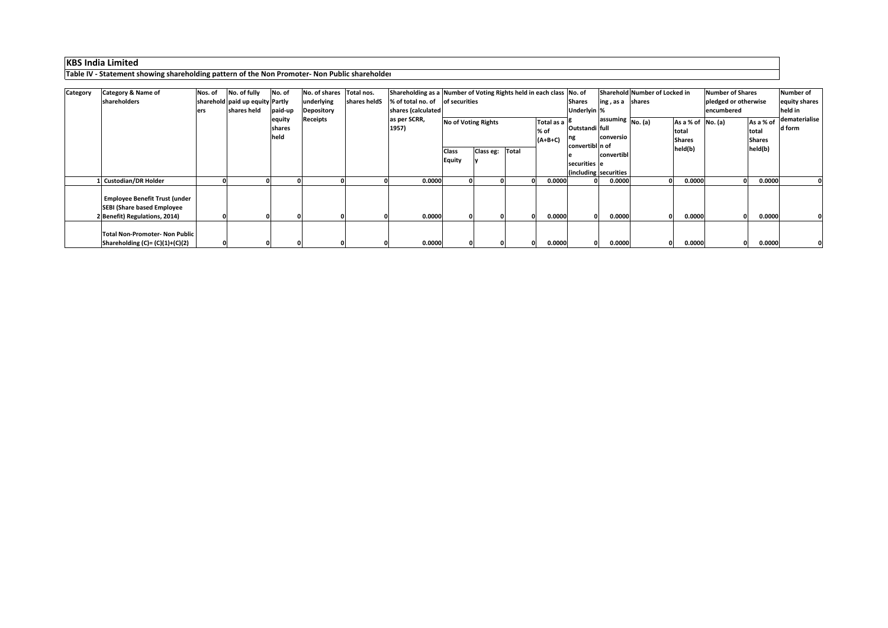## KBS India Limited

**Table IV - Statement showing shareholding pattern of the Non Promoter- Non Public shareholder**

| Category | Category & Name of shareholders | Nos. of shareholders | No. of fully paid up equity shares held | No. of Partly paid-up equity shares held | No. of shares underlying Depository Receipts | Total nos. shares heldS | Shareholding as a % of total no. of shares (calculated as per SCRR, 1957) | Number of Voting Rights held in each class of securities | | | | No. of Shares Underlying Outstanding convertible securities (including | Shareholding , as a % assuming full conversion of convertible securities | Number of Locked in shares | | Number of Shares pledged or otherwise encumbered | | Number of equity shares held in dematerialised form |
|---|---|---|---|---|---|---|---|---|---|---|---|---|---|---|---|---|---|---|
| | | | | | | | | No of Voting Rights | | | Total as a % of (A+B+C) | | | No. (a) | As a % of total Shares held(b) | No. (a) | As a % of total Shares held(b) | |
| | | | | | | | | Class Equity | Class eg: y | Total | | | | | | | | |
| 1 | Custodian/DR Holder | 0 | 0 | 0 | 0 | 0 | 0.0000 | 0 | 0 | 0 | 0.0000 | 0 | 0.0000 | 0 | 0.0000 | 0 | 0.0000 | 0 |
| 2 | Employee Benefit Trust (under SEBI (Share based Employee Benefit) Regulations, 2014) | 0 | 0 | 0 | 0 | 0 | 0.0000 | 0 | 0 | 0 | 0.0000 | 0 | 0.0000 | 0 | 0.0000 | 0 | 0.0000 | 0 |
| | Total Non-Promoter- Non Public Shareholding (C)= (C)(1)+(C)(2) | 0 | 0 | 0 | 0 | 0 | 0.0000 | 0 | 0 | 0 | 0.0000 | 0 | 0.0000 | 0 | 0.0000 | 0 | 0.0000 | 0 |